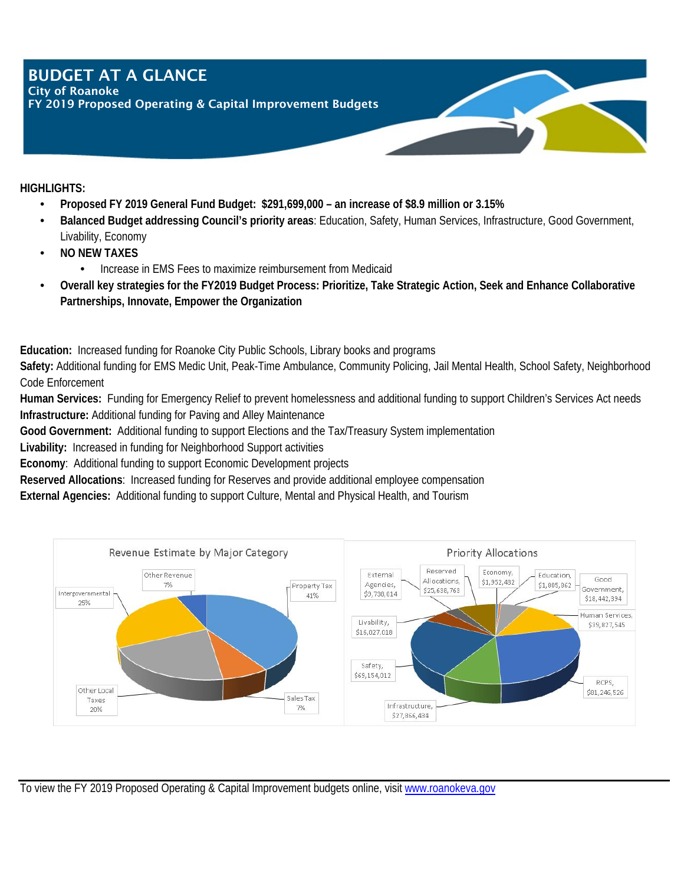# BUDGET AT A GLANCE

**City of Roanoke**

**FY 2019 Proposed Operating & Capital Improvement Budgets**

**HIGHLIGHTS:**

- **Proposed FY 2019 General Fund Budget: $291,699,000 – an increase of $8.9 million or 3.15%**
- **Balanced Budget addressing Council's priority areas**: Education, Safety, Human Services, Infrastructure, Good Government, Livability, Economy
- **NO NEW TAXES**
  - Increase in EMS Fees to maximize reimbursement from Medicaid
- **Overall key strategies for the FY2019 Budget Process: Prioritize, Take Strategic Action, Seek and Enhance Collaborative Partnerships, Innovate, Empower the Organization**

**Education:** Increased funding for Roanoke City Public Schools, Library books and programs

**Safety:** Additional funding for EMS Medic Unit, Peak-Time Ambulance, Community Policing, Jail Mental Health, School Safety, Neighborhood Code Enforcement

**Human Services:** Funding for Emergency Relief to prevent homelessness and additional funding to support Children's Services Act needs

**Infrastructure:** Additional funding for Paving and Alley Maintenance

**Good Government:** Additional funding to support Elections and the Tax/Treasury System implementation

**Livability:** Increased in funding for Neighborhood Support activities

**Economy**: Additional funding to support Economic Development projects

**Reserved Allocations**: Increased funding for Reserves and provide additional employee compensation

**External Agencies:** Additional funding to support Culture, Mental and Physical Health, and Tourism

**Revenue Estimate by Major Category**

| Category | Share |
|---|---|
| Property Tax | 41% |
| Intergovernmental | 25% |
| Other Local Taxes | 20% |
| Sales Tax | 7% |
| Other Revenue | 7% |

**Priority Allocations**

| Category | Amount |
|---|---|
| RCPS | $81,246,526 |
| Safety | $69,154,012 |
| Human Services | $39,827,545 |
| Infrastructure | $27,866,434 |
| Reserved Allocations | $25,638,763 |
| Good Government | $18,442,394 |
| Livability | $16,027,018 |
| External Agencies | $9,738,014 |
| Economy | $1,952,432 |
| Education | $1,805,862 |

To view the FY 2019 Proposed Operating & Capital Improvement budgets online, visit www.roanokeva.gov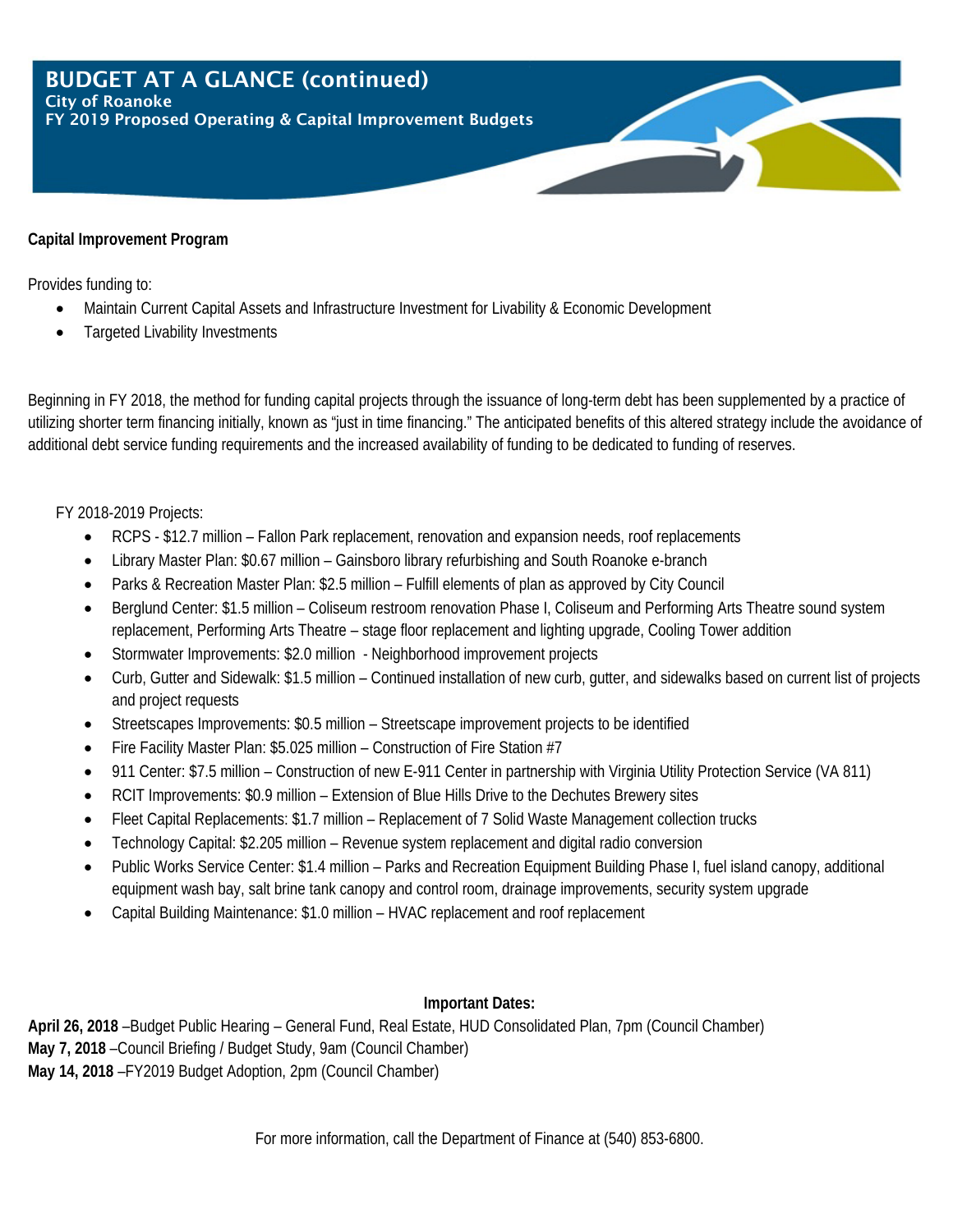# BUDGET AT A GLANCE (continued)

**City of Roanoke**
**FY 2019 Proposed Operating & Capital Improvement Budgets**

**Capital Improvement Program**

Provides funding to:

- Maintain Current Capital Assets and Infrastructure Investment for Livability & Economic Development
- Targeted Livability Investments

Beginning in FY 2018, the method for funding capital projects through the issuance of long-term debt has been supplemented by a practice of utilizing shorter term financing initially, known as "just in time financing." The anticipated benefits of this altered strategy include the avoidance of additional debt service funding requirements and the increased availability of funding to be dedicated to funding of reserves.

FY 2018-2019 Projects:

- RCPS - $12.7 million – Fallon Park replacement, renovation and expansion needs, roof replacements
- Library Master Plan: $0.67 million – Gainsboro library refurbishing and South Roanoke e-branch
- Parks & Recreation Master Plan: $2.5 million – Fulfill elements of plan as approved by City Council
- Berglund Center: $1.5 million – Coliseum restroom renovation Phase I, Coliseum and Performing Arts Theatre sound system replacement, Performing Arts Theatre – stage floor replacement and lighting upgrade, Cooling Tower addition
- Stormwater Improvements: $2.0 million - Neighborhood improvement projects
- Curb, Gutter and Sidewalk: $1.5 million – Continued installation of new curb, gutter, and sidewalks based on current list of projects and project requests
- Streetscapes Improvements: $0.5 million – Streetscape improvement projects to be identified
- Fire Facility Master Plan: $5.025 million – Construction of Fire Station #7
- 911 Center: $7.5 million – Construction of new E-911 Center in partnership with Virginia Utility Protection Service (VA 811)
- RCIT Improvements: $0.9 million – Extension of Blue Hills Drive to the Dechutes Brewery sites
- Fleet Capital Replacements: $1.7 million – Replacement of 7 Solid Waste Management collection trucks
- Technology Capital: $2.205 million – Revenue system replacement and digital radio conversion
- Public Works Service Center: $1.4 million – Parks and Recreation Equipment Building Phase I, fuel island canopy, additional equipment wash bay, salt brine tank canopy and control room, drainage improvements, security system upgrade
- Capital Building Maintenance: $1.0 million – HVAC replacement and roof replacement

**Important Dates:**

**April 26, 2018** –Budget Public Hearing – General Fund, Real Estate, HUD Consolidated Plan, 7pm (Council Chamber)
**May 7, 2018** –Council Briefing / Budget Study, 9am (Council Chamber)
**May 14, 2018** –FY2019 Budget Adoption, 2pm (Council Chamber)

For more information, call the Department of Finance at (540) 853-6800.